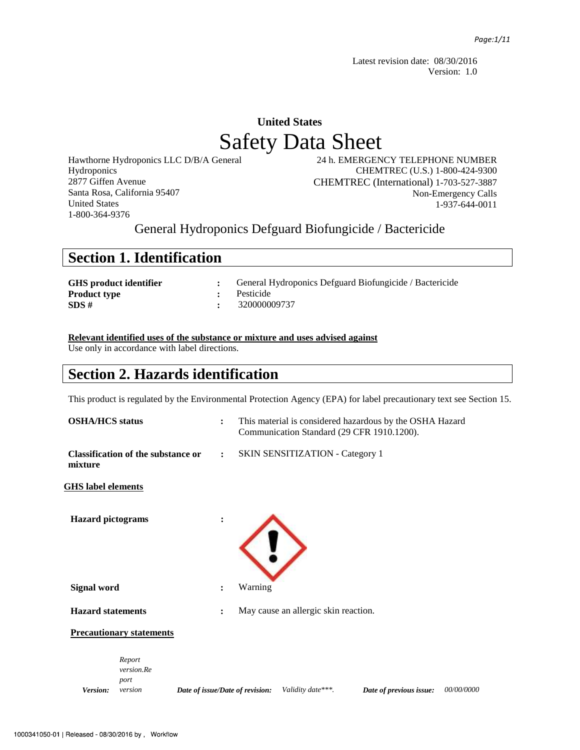Latest revision date: 08/30/2016
Version: 1.0

**United States**

# Safety Data Sheet

Hawthorne Hydroponics LLC D/B/A General Hydroponics
2877 Giffen Avenue
Santa Rosa, California 95407
United States
1-800-364-9376

24 h. EMERGENCY TELEPHONE NUMBER
CHEMTREC (U.S.) 1-800-424-9300
CHEMTREC (International) 1-703-527-3887
Non-Emergency Calls
1-937-644-0011

General Hydroponics Defguard Biofungicide / Bactericide

## Section 1. Identification

**GHS product identifier** : General Hydroponics Defguard Biofungicide / Bactericide
**Product type** : Pesticide
**SDS #** : 320000009737

**Relevant identified uses of the substance or mixture and uses advised against**
Use only in accordance with label directions.

## Section 2. Hazards identification

This product is regulated by the Environmental Protection Agency (EPA) for label precautionary text see Section 15.

**OSHA/HCS status** : This material is considered hazardous by the OSHA Hazard Communication Standard (29 CFR 1910.1200).

**Classification of the substance or mixture** : SKIN SENSITIZATION - Category 1

**GHS label elements**

**Hazard pictograms** :

**Signal word** : Warning

**Hazard statements** : May cause an allergic skin reaction.

**Precautionary statements**

***Version:*** *Report version.Report version* ***Date of issue/Date of revision:*** *Validity date\*\*\*.* ***Date of previous issue:*** *00/00/0000*

1000341050-01 | Released - 08/30/2016 by , Workflow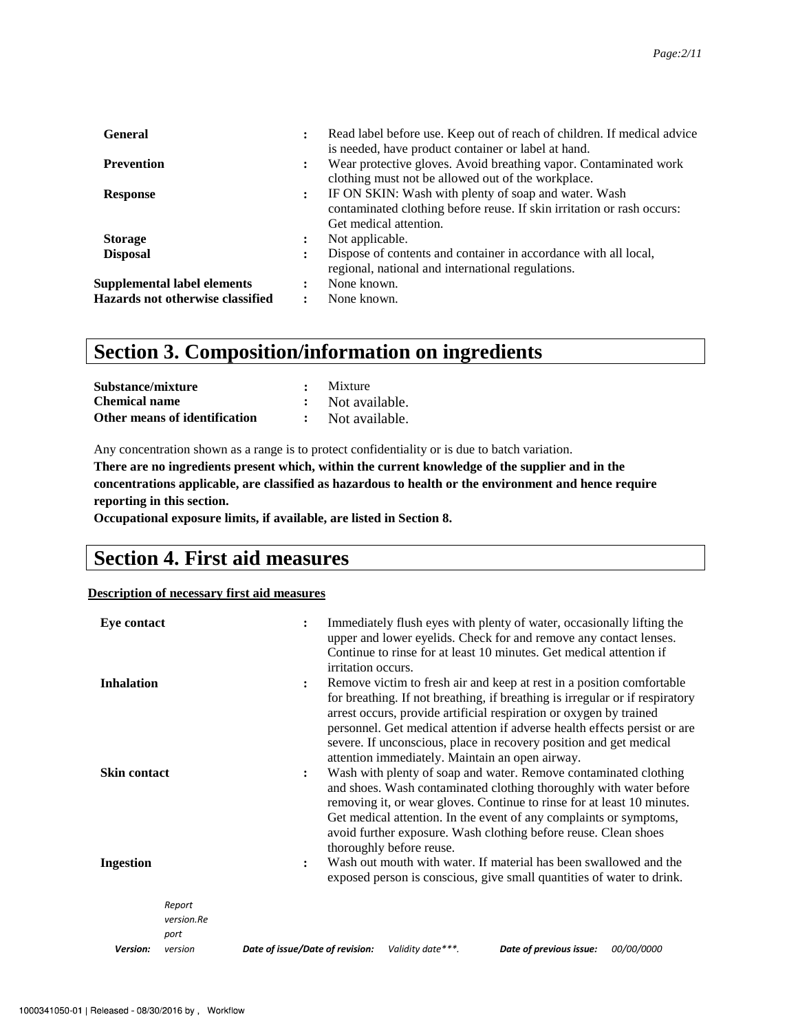| | | |
|---|---|---|
| **General** | : | Read label before use. Keep out of reach of children. If medical advice is needed, have product container or label at hand. |
| **Prevention** | : | Wear protective gloves. Avoid breathing vapor. Contaminated work clothing must not be allowed out of the workplace. |
| **Response** | : | IF ON SKIN: Wash with plenty of soap and water. Wash contaminated clothing before reuse. If skin irritation or rash occurs: Get medical attention. |
| **Storage** | : | Not applicable. |
| **Disposal** | : | Dispose of contents and container in accordance with all local, regional, national and international regulations. |
| **Supplemental label elements** | : | None known. |
| **Hazards not otherwise classified** | : | None known. |

# Section 3. Composition/information on ingredients

| | | |
|---|---|---|
| **Substance/mixture** | : | Mixture |
| **Chemical name** | : | Not available. |
| **Other means of identification** | : | Not available. |

Any concentration shown as a range is to protect confidentiality or is due to batch variation.

**There are no ingredients present which, within the current knowledge of the supplier and in the concentrations applicable, are classified as hazardous to health or the environment and hence require reporting in this section.**

**Occupational exposure limits, if available, are listed in Section 8.**

# Section 4. First aid measures

**Description of necessary first aid measures**

| | | |
|---|---|---|
| **Eye contact** | : | Immediately flush eyes with plenty of water, occasionally lifting the upper and lower eyelids. Check for and remove any contact lenses. Continue to rinse for at least 10 minutes. Get medical attention if irritation occurs. |
| **Inhalation** | : | Remove victim to fresh air and keep at rest in a position comfortable for breathing. If not breathing, if breathing is irregular or if respiratory arrest occurs, provide artificial respiration or oxygen by trained personnel. Get medical attention if adverse health effects persist or are severe. If unconscious, place in recovery position and get medical attention immediately. Maintain an open airway. |
| **Skin contact** | : | Wash with plenty of soap and water. Remove contaminated clothing and shoes. Wash contaminated clothing thoroughly with water before removing it, or wear gloves. Continue to rinse for at least 10 minutes. Get medical attention. In the event of any complaints or symptoms, avoid further exposure. Wash clothing before reuse. Clean shoes thoroughly before reuse. |
| **Ingestion** | : | Wash out mouth with water. If material has been swallowed and the exposed person is conscious, give small quantities of water to drink. |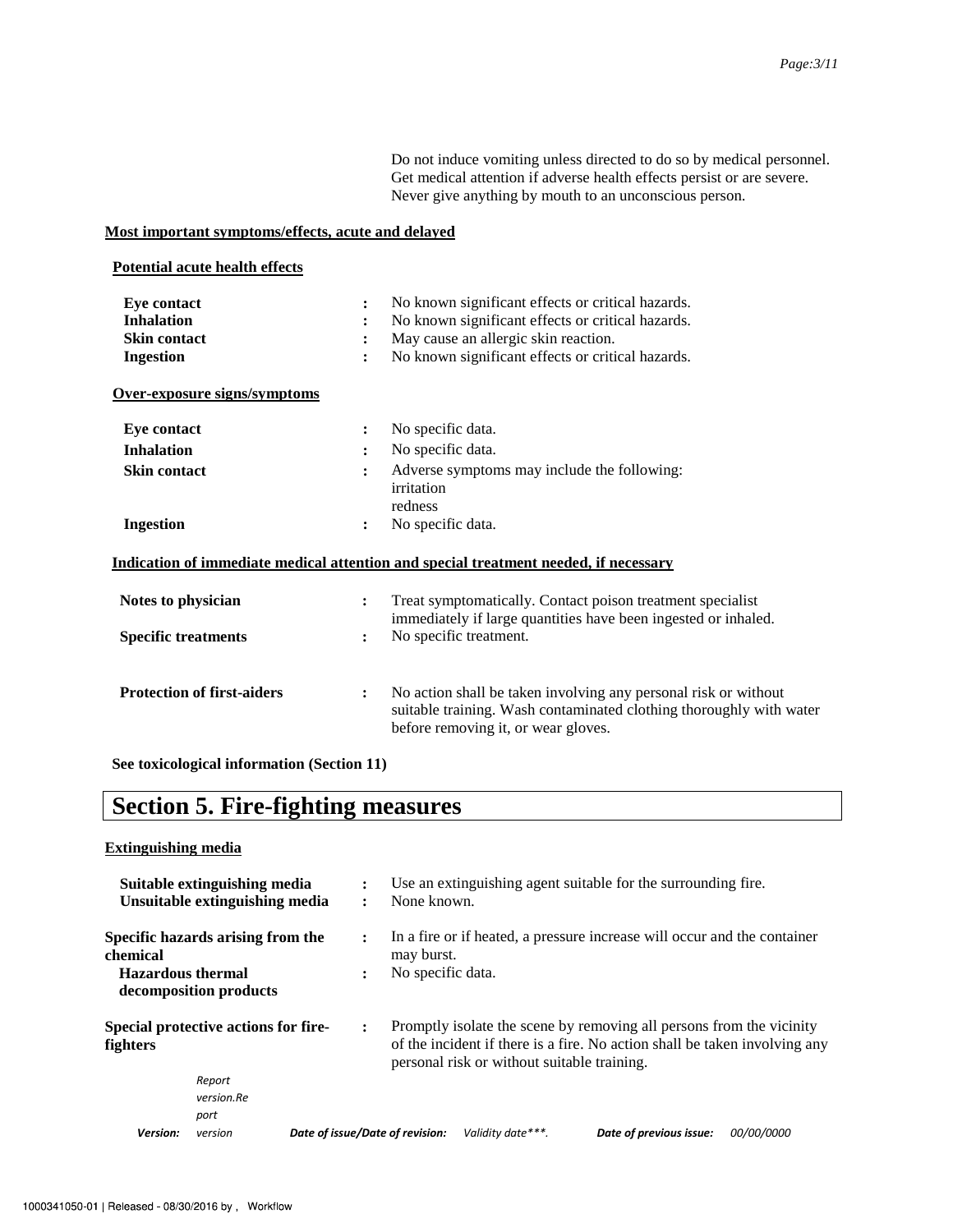Do not induce vomiting unless directed to do so by medical personnel. Get medical attention if adverse health effects persist or are severe. Never give anything by mouth to an unconscious person.

**Most important symptoms/effects, acute and delayed**

**Potential acute health effects**

| | | |
|---|---|---|
| **Eye contact** | : | No known significant effects or critical hazards. |
| **Inhalation** | : | No known significant effects or critical hazards. |
| **Skin contact** | : | May cause an allergic skin reaction. |
| **Ingestion** | : | No known significant effects or critical hazards. |

**Over-exposure signs/symptoms**

| | | |
|---|---|---|
| **Eye contact** | : | No specific data. |
| **Inhalation** | : | No specific data. |
| **Skin contact** | : | Adverse symptoms may include the following: irritation redness |
| **Ingestion** | : | No specific data. |

**Indication of immediate medical attention and special treatment needed, if necessary**

| | | |
|---|---|---|
| **Notes to physician** | : | Treat symptomatically. Contact poison treatment specialist immediately if large quantities have been ingested or inhaled. |
| **Specific treatments** | : | No specific treatment. |
| **Protection of first-aiders** | : | No action shall be taken involving any personal risk or without suitable training. Wash contaminated clothing thoroughly with water before removing it, or wear gloves. |

**See toxicological information (Section 11)**

# Section 5. Fire-fighting measures

**Extinguishing media**

| | | |
|---|---|---|
| **Suitable extinguishing media** | : | Use an extinguishing agent suitable for the surrounding fire. |
| **Unsuitable extinguishing media** | : | None known. |
| **Specific hazards arising from the chemical** | : | In a fire or if heated, a pressure increase will occur and the container may burst. |
| **Hazardous thermal decomposition products** | : | No specific data. |
| **Special protective actions for fire-fighters** | : | Promptly isolate the scene by removing all persons from the vicinity of the incident if there is a fire. No action shall be taken involving any personal risk or without suitable training. |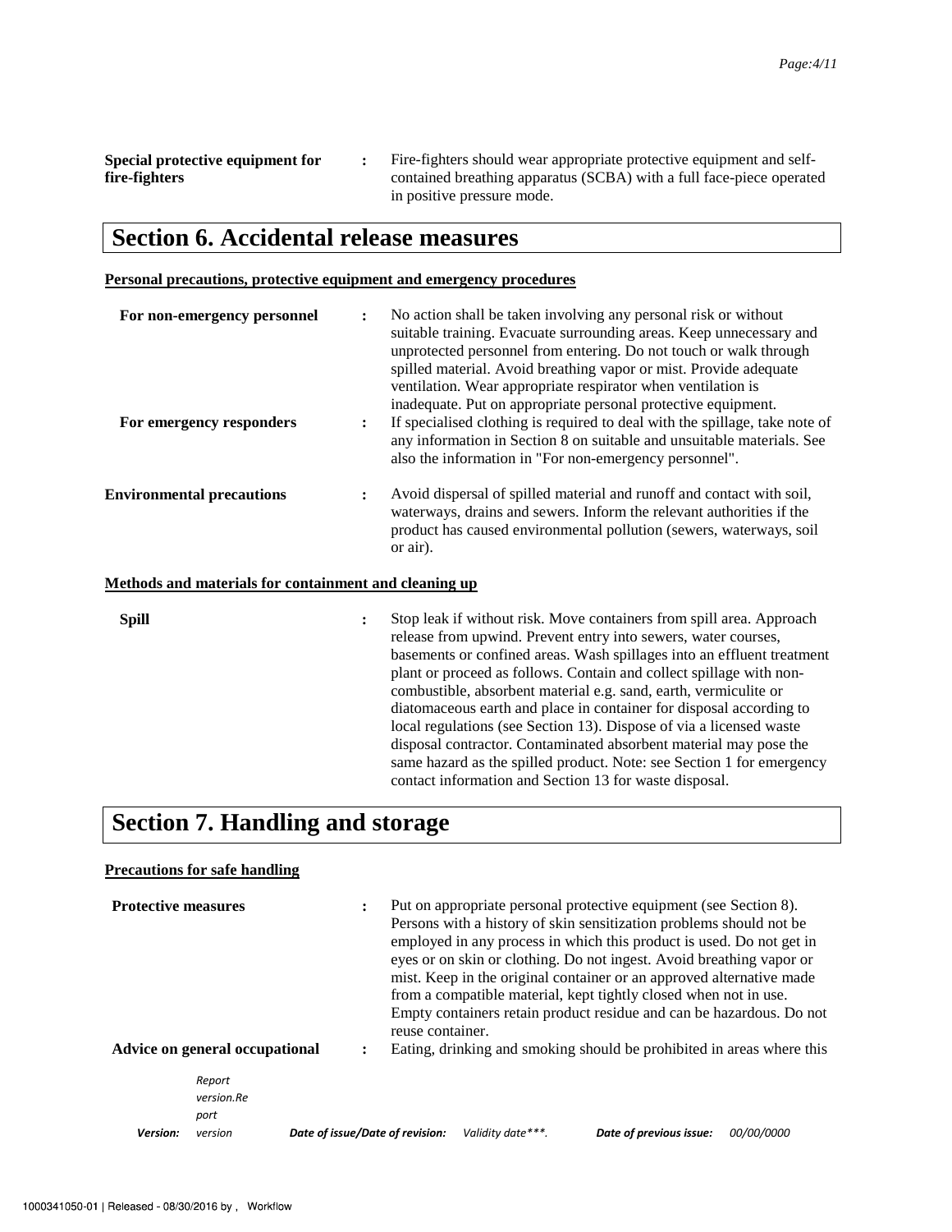**Special protective equipment for fire-fighters** : Fire-fighters should wear appropriate protective equipment and self-contained breathing apparatus (SCBA) with a full face-piece operated in positive pressure mode.

# Section 6. Accidental release measures

**Personal precautions, protective equipment and emergency procedures**

**For non-emergency personnel** : No action shall be taken involving any personal risk or without suitable training. Evacuate surrounding areas. Keep unnecessary and unprotected personnel from entering. Do not touch or walk through spilled material. Avoid breathing vapor or mist. Provide adequate ventilation. Wear appropriate respirator when ventilation is inadequate. Put on appropriate personal protective equipment.

**For emergency responders** : If specialised clothing is required to deal with the spillage, take note of any information in Section 8 on suitable and unsuitable materials. See also the information in "For non-emergency personnel".

**Environmental precautions** : Avoid dispersal of spilled material and runoff and contact with soil, waterways, drains and sewers. Inform the relevant authorities if the product has caused environmental pollution (sewers, waterways, soil or air).

**Methods and materials for containment and cleaning up**

**Spill** : Stop leak if without risk. Move containers from spill area. Approach release from upwind. Prevent entry into sewers, water courses, basements or confined areas. Wash spillages into an effluent treatment plant or proceed as follows. Contain and collect spillage with non-combustible, absorbent material e.g. sand, earth, vermiculite or diatomaceous earth and place in container for disposal according to local regulations (see Section 13). Dispose of via a licensed waste disposal contractor. Contaminated absorbent material may pose the same hazard as the spilled product. Note: see Section 1 for emergency contact information and Section 13 for waste disposal.

# Section 7. Handling and storage

**Precautions for safe handling**

**Protective measures** : Put on appropriate personal protective equipment (see Section 8). Persons with a history of skin sensitization problems should not be employed in any process in which this product is used. Do not get in eyes or on skin or clothing. Do not ingest. Avoid breathing vapor or mist. Keep in the original container or an approved alternative made from a compatible material, kept tightly closed when not in use. Empty containers retain product residue and can be hazardous. Do not reuse container.

**Advice on general occupational** : Eating, drinking and smoking should be prohibited in areas where this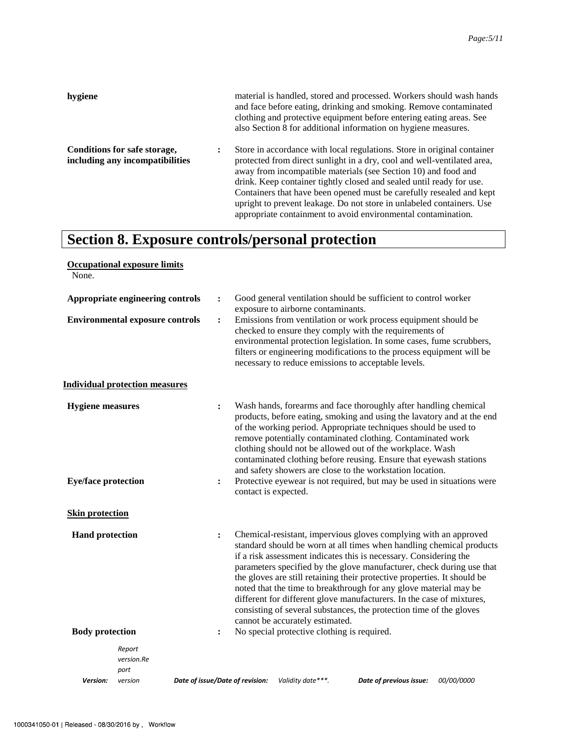**hygiene** material is handled, stored and processed. Workers should wash hands and face before eating, drinking and smoking. Remove contaminated clothing and protective equipment before entering eating areas. See also Section 8 for additional information on hygiene measures.

**Conditions for safe storage, including any incompatibilities** : Store in accordance with local regulations. Store in original container protected from direct sunlight in a dry, cool and well-ventilated area, away from incompatible materials (see Section 10) and food and drink. Keep container tightly closed and sealed until ready for use. Containers that have been opened must be carefully resealed and kept upright to prevent leakage. Do not store in unlabeled containers. Use appropriate containment to avoid environmental contamination.

# Section 8. Exposure controls/personal protection

**Occupational exposure limits**

None.

**Appropriate engineering controls** : Good general ventilation should be sufficient to control worker exposure to airborne contaminants.

**Environmental exposure controls** : Emissions from ventilation or work process equipment should be checked to ensure they comply with the requirements of environmental protection legislation. In some cases, fume scrubbers, filters or engineering modifications to the process equipment will be necessary to reduce emissions to acceptable levels.

**Individual protection measures**

**Hygiene measures** : Wash hands, forearms and face thoroughly after handling chemical products, before eating, smoking and using the lavatory and at the end of the working period. Appropriate techniques should be used to remove potentially contaminated clothing. Contaminated work clothing should not be allowed out of the workplace. Wash contaminated clothing before reusing. Ensure that eyewash stations and safety showers are close to the workstation location.

**Eye/face protection** : Protective eyewear is not required, but may be used in situations were contact is expected.

**Skin protection**

**Hand protection** : Chemical-resistant, impervious gloves complying with an approved standard should be worn at all times when handling chemical products if a risk assessment indicates this is necessary. Considering the parameters specified by the glove manufacturer, check during use that the gloves are still retaining their protective properties. It should be noted that the time to breakthrough for any glove material may be different for different glove manufacturers. In the case of mixtures, consisting of several substances, the protection time of the gloves cannot be accurately estimated.

**Body protection** : No special protective clothing is required.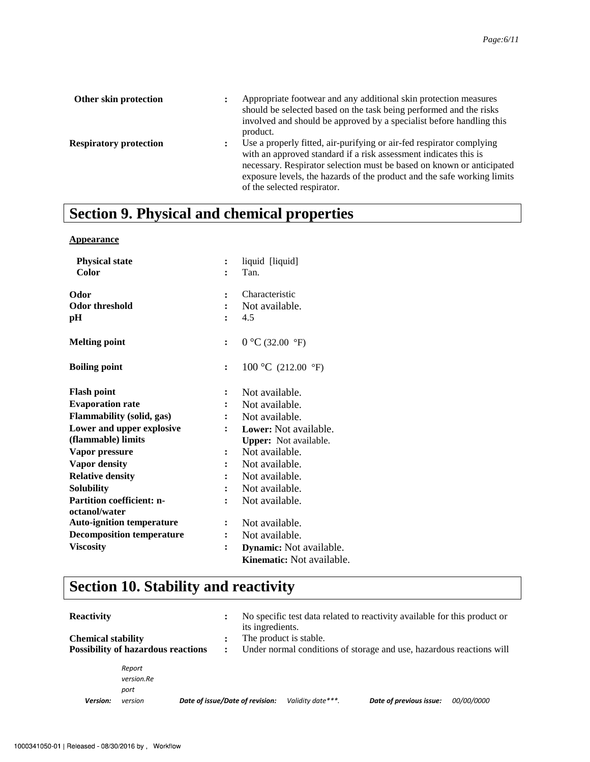| | | |
|---|---|---|
| **Other skin protection** | : | Appropriate footwear and any additional skin protection measures should be selected based on the task being performed and the risks involved and should be approved by a specialist before handling this product. |
| **Respiratory protection** | : | Use a properly fitted, air-purifying or air-fed respirator complying with an approved standard if a risk assessment indicates this is necessary. Respirator selection must be based on known or anticipated exposure levels, the hazards of the product and the safe working limits of the selected respirator. |

## Section 9. Physical and chemical properties

**Appearance**

| | | |
|---|---|---|
| **Physical state** | : | liquid [liquid] |
| **Color** | : | Tan. |
| **Odor** | : | Characteristic |
| **Odor threshold** | : | Not available. |
| **pH** | : | 4.5 |
| **Melting point** | : | 0 °C (32.00 °F) |
| **Boiling point** | : | 100 °C (212.00 °F) |
| **Flash point** | : | Not available. |
| **Evaporation rate** | : | Not available. |
| **Flammability (solid, gas)** | : | Not available. |
| **Lower and upper explosive (flammable) limits** | : | **Lower:** Not available. **Upper:** Not available. |
| **Vapor pressure** | : | Not available. |
| **Vapor density** | : | Not available. |
| **Relative density** | : | Not available. |
| **Solubility** | : | Not available. |
| **Partition coefficient: n-octanol/water** | : | Not available. |
| **Auto-ignition temperature** | : | Not available. |
| **Decomposition temperature** | : | Not available. |
| **Viscosity** | : | **Dynamic:** Not available. **Kinematic:** Not available. |

## Section 10. Stability and reactivity

| | | |
|---|---|---|
| **Reactivity** | : | No specific test data related to reactivity available for this product or its ingredients. |
| **Chemical stability** | : | The product is stable. |
| **Possibility of hazardous reactions** | : | Under normal conditions of storage and use, hazardous reactions will |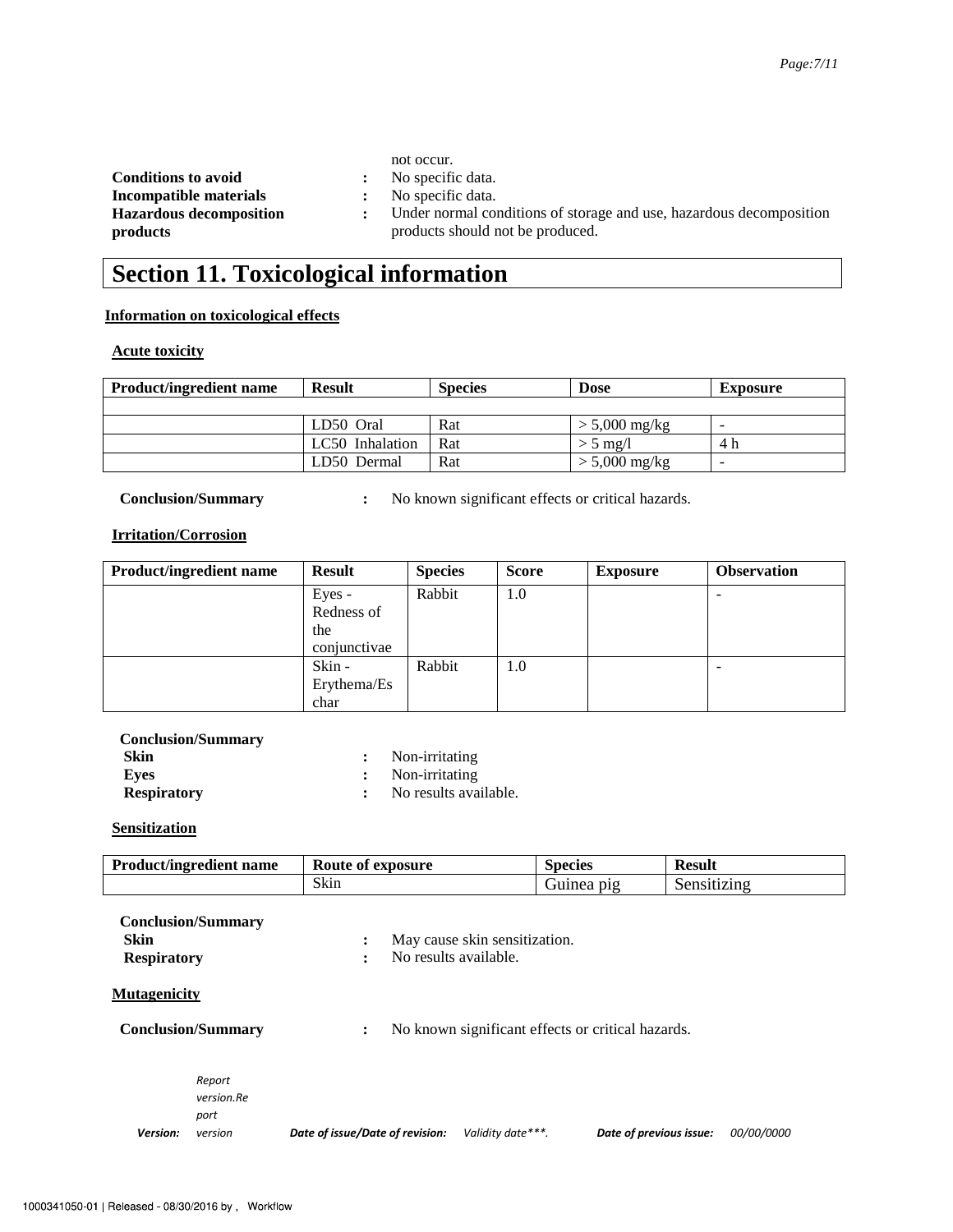not occur.

**Conditions to avoid** : No specific data.

**Incompatible materials** : No specific data.

**Hazardous decomposition products** : Under normal conditions of storage and use, hazardous decomposition products should not be produced.

# Section 11. Toxicological information

**Information on toxicological effects**

**Acute toxicity**

| Product/ingredient name | Result | Species | Dose | Exposure |
|---|---|---|---|---|
| | | | | |
| | LD50 Oral | Rat | > 5,000 mg/kg | - |
| | LC50 Inhalation | Rat | > 5 mg/l | 4 h |
| | LD50 Dermal | Rat | > 5,000 mg/kg | - |

**Conclusion/Summary** : No known significant effects or critical hazards.

**Irritation/Corrosion**

| Product/ingredient name | Result | Species | Score | Exposure | Observation |
|---|---|---|---|---|---|
| | Eyes - Redness of the conjunctivae | Rabbit | 1.0 | | - |
| | Skin - Erythema/Eschar | Rabbit | 1.0 | | - |

**Conclusion/Summary**

**Skin** : Non-irritating

**Eyes** : Non-irritating

**Respiratory** : No results available.

**Sensitization**

| Product/ingredient name | Route of exposure | Species | Result |
|---|---|---|---|
| | Skin | Guinea pig | Sensitizing |

**Conclusion/Summary**

**Skin** : May cause skin sensitization.

**Respiratory** : No results available.

**Mutagenicity**

**Conclusion/Summary** : No known significant effects or critical hazards.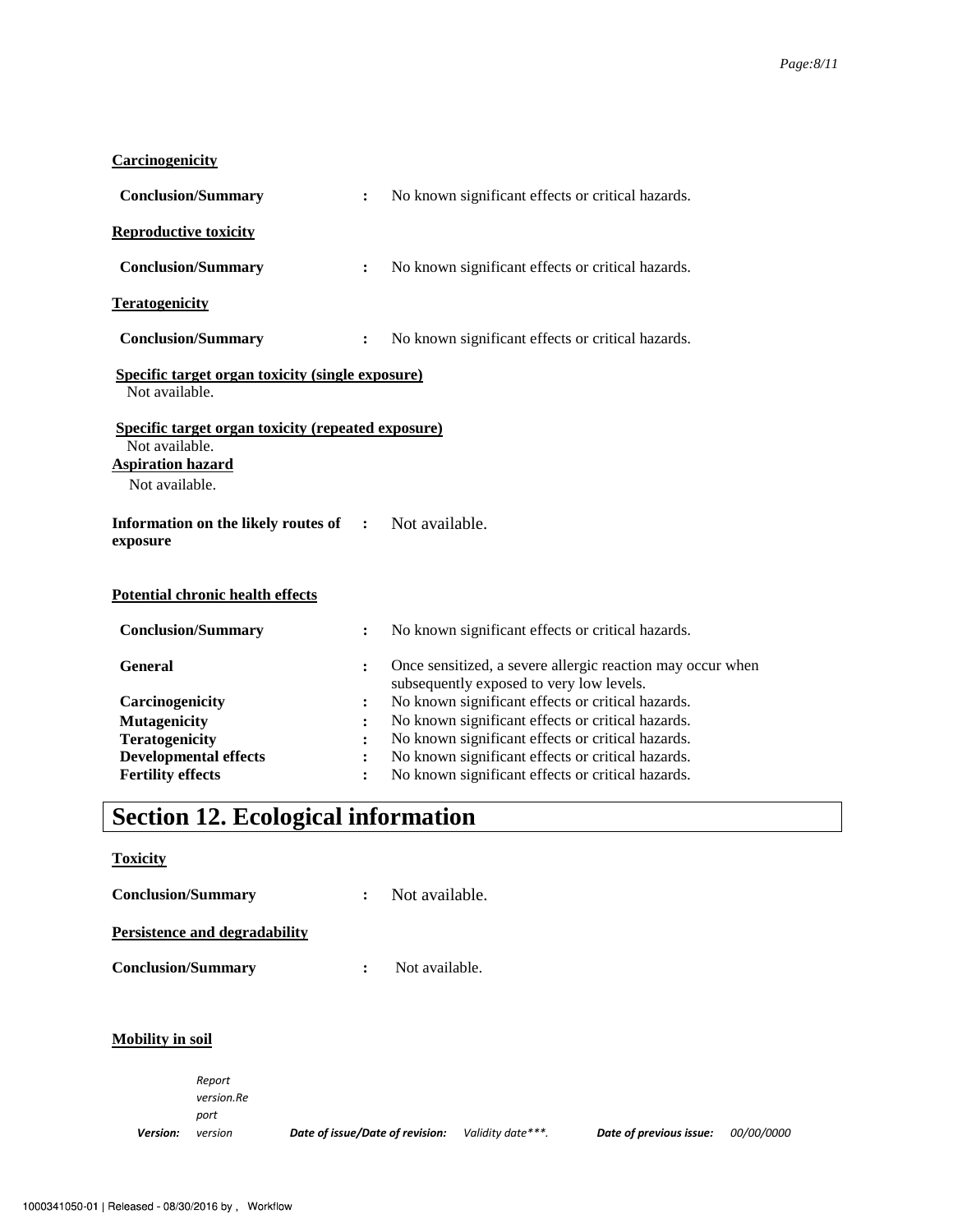**Carcinogenicity**

**Conclusion/Summary** : No known significant effects or critical hazards.

**Reproductive toxicity**

**Conclusion/Summary** : No known significant effects or critical hazards.

**Teratogenicity**

**Conclusion/Summary** : No known significant effects or critical hazards.

**Specific target organ toxicity (single exposure)**

Not available.

**Specific target organ toxicity (repeated exposure)**

Not available.

**Aspiration hazard**

Not available.

**Information on the likely routes of exposure** : Not available.

**Potential chronic health effects**

| | | |
|---|---|---|
| **Conclusion/Summary** | : | No known significant effects or critical hazards. |
| **General** | : | Once sensitized, a severe allergic reaction may occur when subsequently exposed to very low levels. |
| **Carcinogenicity** | : | No known significant effects or critical hazards. |
| **Mutagenicity** | : | No known significant effects or critical hazards. |
| **Teratogenicity** | : | No known significant effects or critical hazards. |
| **Developmental effects** | : | No known significant effects or critical hazards. |
| **Fertility effects** | : | No known significant effects or critical hazards. |

# Section 12. Ecological information

**Toxicity**

**Conclusion/Summary** : Not available.

**Persistence and degradability**

**Conclusion/Summary** : Not available.

**Mobility in soil**

*Version:* *Report version.Report version* ***Date of issue/Date of revision:*** *Validity date\*\*\*.* ***Date of previous issue:*** *00/00/0000*

1000341050-01 | Released - 08/30/2016 by , Workflow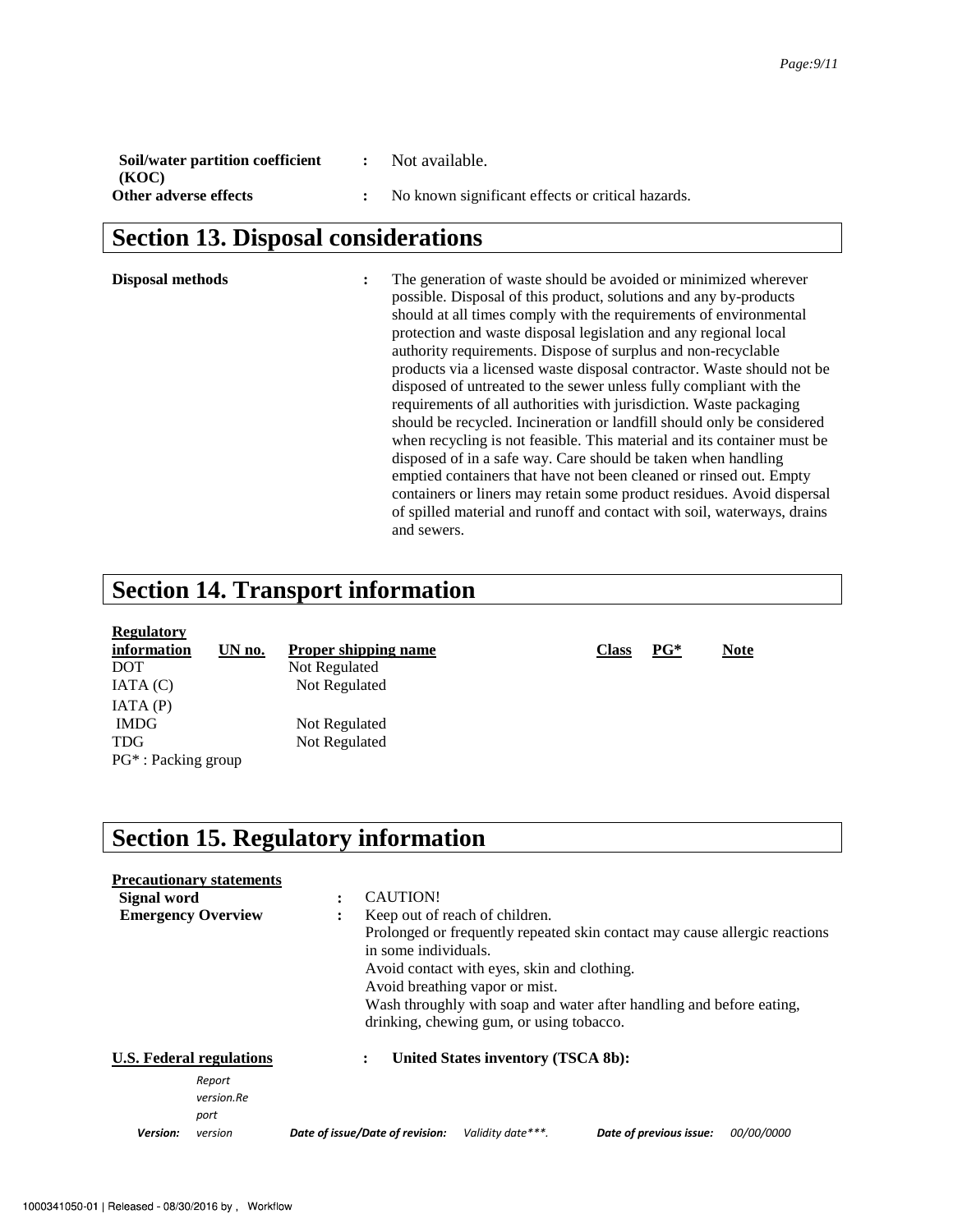| | | |
|---|---|---|
| **Soil/water partition coefficient (KOC)** | : | Not available. |
| **Other adverse effects** | : | No known significant effects or critical hazards. |

## Section 13. Disposal considerations

**Disposal methods** : The generation of waste should be avoided or minimized wherever possible. Disposal of this product, solutions and any by-products should at all times comply with the requirements of environmental protection and waste disposal legislation and any regional local authority requirements. Dispose of surplus and non-recyclable products via a licensed waste disposal contractor. Waste should not be disposed of untreated to the sewer unless fully compliant with the requirements of all authorities with jurisdiction. Waste packaging should be recycled. Incineration or landfill should only be considered when recycling is not feasible. This material and its container must be disposed of in a safe way. Care should be taken when handling emptied containers that have not been cleaned or rinsed out. Empty containers or liners may retain some product residues. Avoid dispersal of spilled material and runoff and contact with soil, waterways, drains and sewers.

## Section 14. Transport information

| Regulatory information | UN no. | Proper shipping name | Class | PG* | Note |
|---|---|---|---|---|---|
| DOT | | Not Regulated | | | |
| IATA (C) | | Not Regulated | | | |
| IATA (P) | | | | | |
| IMDG | | Not Regulated | | | |
| TDG | | Not Regulated | | | |

PG* : Packing group

## Section 15. Regulatory information

**Precautionary statements**

**Signal word** : CAUTION!

**Emergency Overview** : Keep out of reach of children.
Prolonged or frequently repeated skin contact may cause allergic reactions in some individuals.
Avoid contact with eyes, skin and clothing.
Avoid breathing vapor or mist.
Wash throughly with soap and water after handling and before eating, drinking, chewing gum, or using tobacco.

**U.S. Federal regulations** : **United States inventory (TSCA 8b):**

*Version:* *Report version.Report version* *Date of issue/Date of revision:* *Validity date***.* *Date of previous issue:* *00/00/0000*

1000341050-01 | Released - 08/30/2016 by , Workflow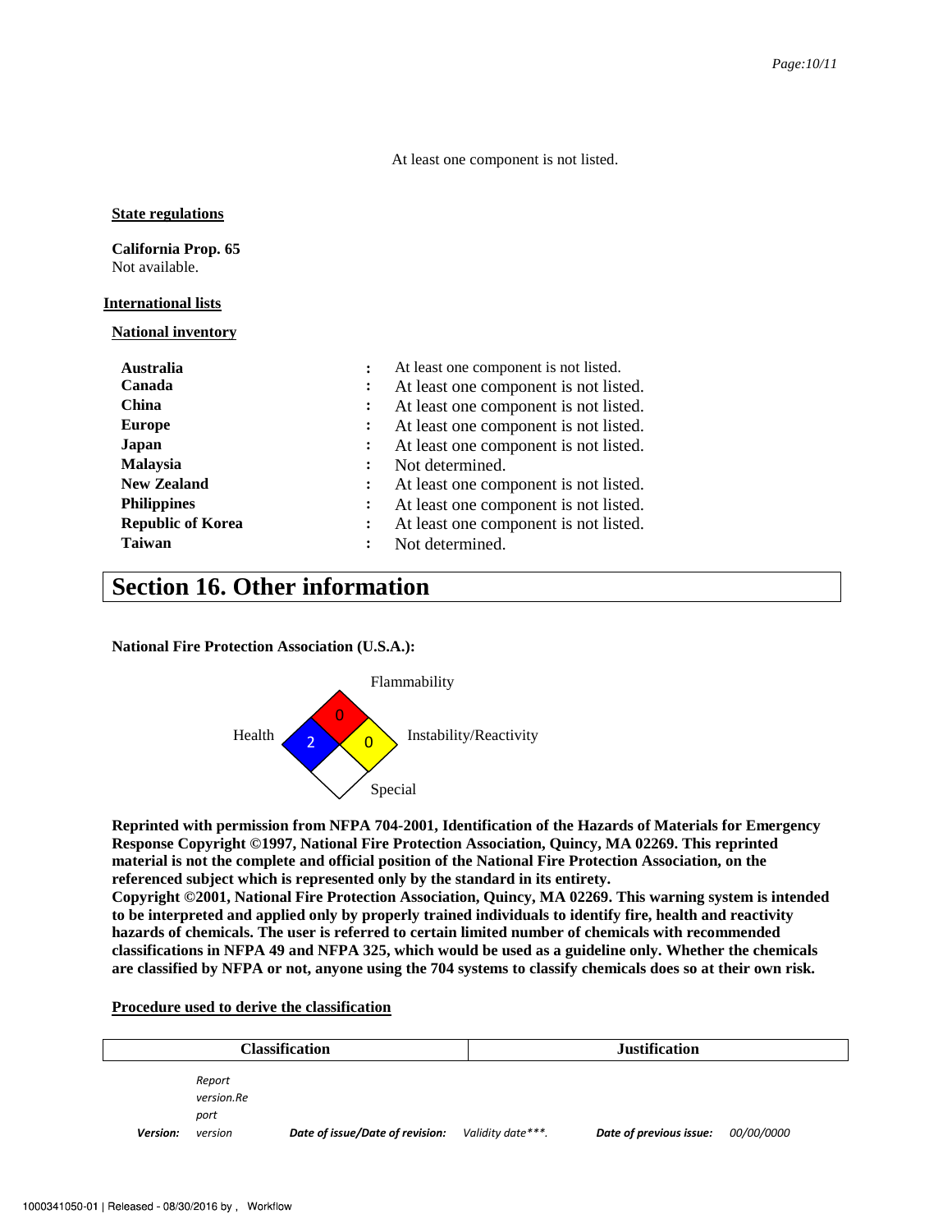At least one component is not listed.

**State regulations**

**California Prop. 65**
Not available.

**International lists**

**National inventory**

| | | |
|---|---|---|
| **Australia** | : | At least one component is not listed. |
| **Canada** | : | At least one component is not listed. |
| **China** | : | At least one component is not listed. |
| **Europe** | : | At least one component is not listed. |
| **Japan** | : | At least one component is not listed. |
| **Malaysia** | : | Not determined. |
| **New Zealand** | : | At least one component is not listed. |
| **Philippines** | : | At least one component is not listed. |
| **Republic of Korea** | : | At least one component is not listed. |
| **Taiwan** | : | Not determined. |

## Section 16. Other information

**National Fire Protection Association (U.S.A.):**

Flammability
0
Health
2
Instability/Reactivity
0
Special

**Reprinted with permission from NFPA 704-2001, Identification of the Hazards of Materials for Emergency Response Copyright ©1997, National Fire Protection Association, Quincy, MA 02269. This reprinted material is not the complete and official position of the National Fire Protection Association, on the referenced subject which is represented only by the standard in its entirety.**
**Copyright ©2001, National Fire Protection Association, Quincy, MA 02269. This warning system is intended to be interpreted and applied only by properly trained individuals to identify fire, health and reactivity hazards of chemicals. The user is referred to certain limited number of chemicals with recommended classifications in NFPA 49 and NFPA 325, which would be used as a guideline only. Whether the chemicals are classified by NFPA or not, anyone using the 704 systems to classify chemicals does so at their own risk.**

**Procedure used to derive the classification**

| Classification | Justification |
|---|---|

| | | | | | |
|---|---|---|---|---|---|
| ***Version:*** | *Report version.Report version* | ***Date of issue/Date of revision:*** | *Validity date\*\*\*.* | ***Date of previous issue:*** | *00/00/0000* |

1000341050-01 | Released - 08/30/2016 by , Workflow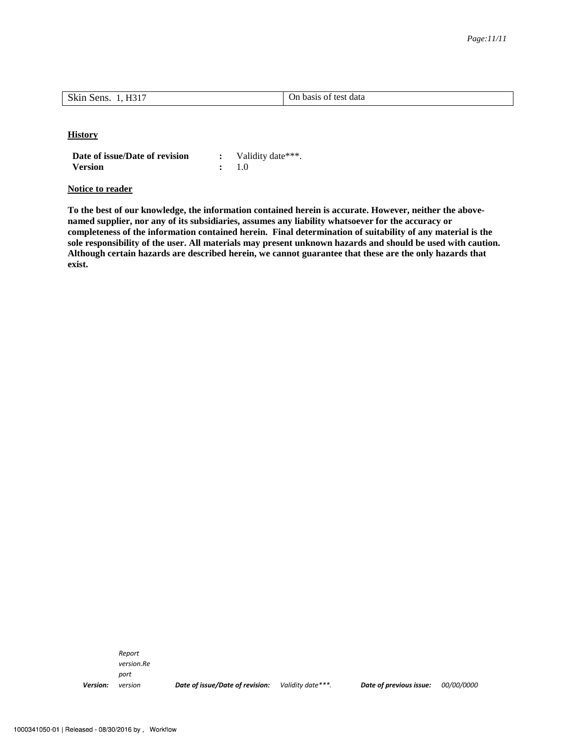| | |
|---|---|
| Skin Sens. 1, H317 | On basis of test data |

**History**

**Date of issue/Date of revision** : Validity date***.
**Version** : 1.0

**Notice to reader**

**To the best of our knowledge, the information contained herein is accurate. However, neither the above-named supplier, nor any of its subsidiaries, assumes any liability whatsoever for the accuracy or completeness of the information contained herein. Final determination of suitability of any material is the sole responsibility of the user. All materials may present unknown hazards and should be used with caution. Although certain hazards are described herein, we cannot guarantee that these are the only hazards that exist.**